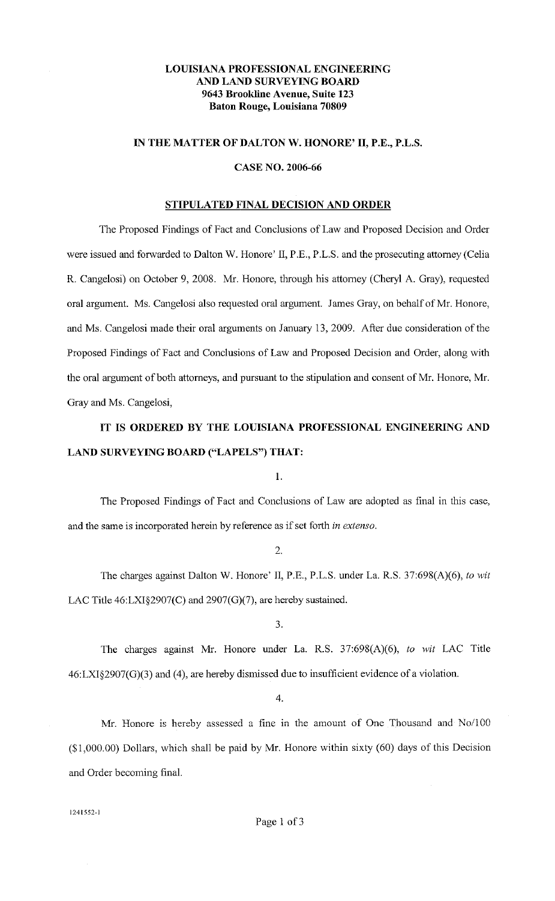**LOUISIANA PROFESSIONAL ENGINEERING AND LAND SURVEYING BOARD**
**9643 Brookline Avenue, Suite 123**
**Baton Rouge, Louisiana 70809**

**IN THE MATTER OF DALTON W. HONORE' II, P.E., P.L.S.**

**CASE NO. 2006-66**

**STIPULATED FINAL DECISION AND ORDER**

The Proposed Findings of Fact and Conclusions of Law and Proposed Decision and Order were issued and forwarded to Dalton W. Honore' II, P.E., P.L.S. and the prosecuting attorney (Celia R. Cangelosi) on October 9, 2008. Mr. Honore, through his attorney (Cheryl A. Gray), requested oral argument. Ms. Cangelosi also requested oral argument. James Gray, on behalf of Mr. Honore, and Ms. Cangelosi made their oral arguments on January 13, 2009. After due consideration of the Proposed Findings of Fact and Conclusions of Law and Proposed Decision and Order, along with the oral argument of both attorneys, and pursuant to the stipulation and consent of Mr. Honore, Mr. Gray and Ms. Cangelosi,

**IT IS ORDERED BY THE LOUISIANA PROFESSIONAL ENGINEERING AND LAND SURVEYING BOARD ("LAPELS") THAT:**

1.

The Proposed Findings of Fact and Conclusions of Law are adopted as final in this case, and the same is incorporated herein by reference as if set forth *in extenso*.

2.

The charges against Dalton W. Honore' II, P.E., P.L.S. under La. R.S. 37:698(A)(6), *to wit* LAC Title 46:LXI§2907(C) and 2907(G)(7), are hereby sustained.

3.

The charges against Mr. Honore under La. R.S. 37:698(A)(6), *to wit* LAC Title 46:LXI§2907(G)(3) and (4), are hereby dismissed due to insufficient evidence of a violation.

4.

Mr. Honore is hereby assessed a fine in the amount of One Thousand and No/100 ($1,000.00) Dollars, which shall be paid by Mr. Honore within sixty (60) days of this Decision and Order becoming final.

1241552-1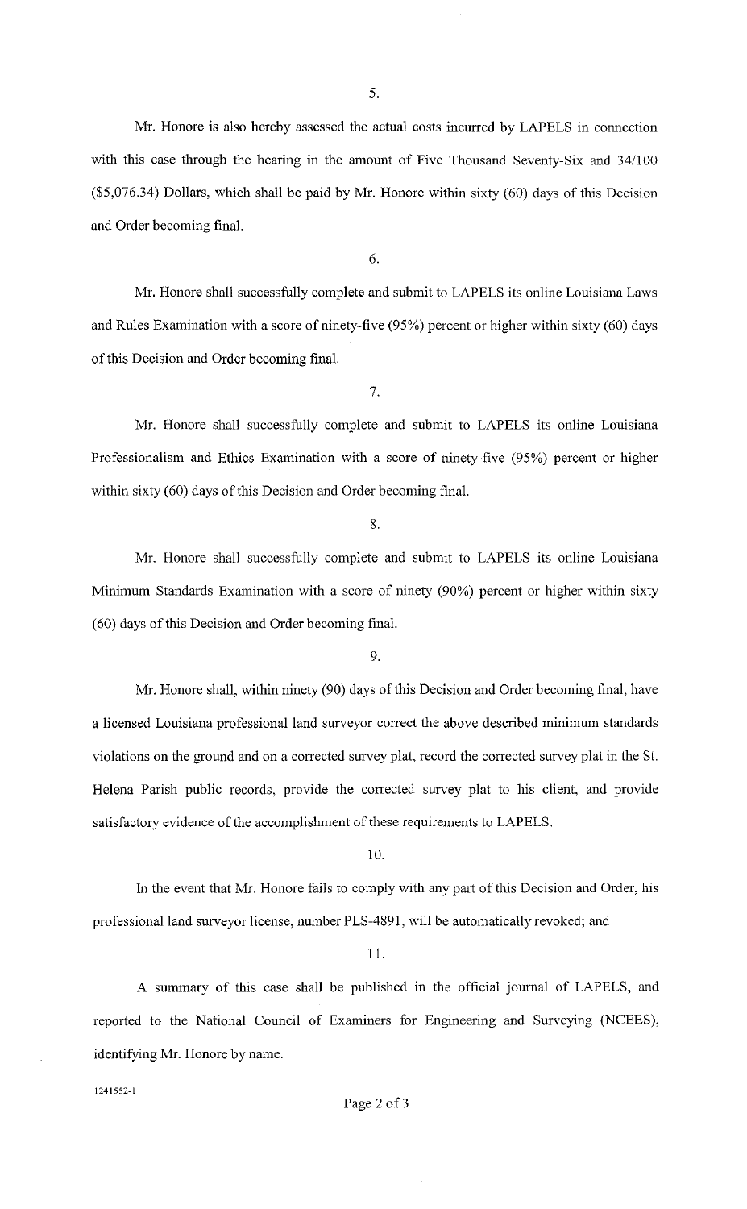5.

Mr. Honore is also hereby assessed the actual costs incurred by LAPELS in connection with this case through the hearing in the amount of Five Thousand Seventy-Six and 34/100 ($5,076.34) Dollars, which shall be paid by Mr. Honore within sixty (60) days of this Decision and Order becoming final.

6.

Mr. Honore shall successfully complete and submit to LAPELS its online Louisiana Laws and Rules Examination with a score of ninety-five (95%) percent or higher within sixty (60) days of this Decision and Order becoming final.

7.

Mr. Honore shall successfully complete and submit to LAPELS its online Louisiana Professionalism and Ethics Examination with a score of ninety-five (95%) percent or higher within sixty (60) days of this Decision and Order becoming final.

8.

Mr. Honore shall successfully complete and submit to LAPELS its online Louisiana Minimum Standards Examination with a score of ninety (90%) percent or higher within sixty (60) days of this Decision and Order becoming final.

9.

Mr. Honore shall, within ninety (90) days of this Decision and Order becoming final, have a licensed Louisiana professional land surveyor correct the above described minimum standards violations on the ground and on a corrected survey plat, record the corrected survey plat in the St. Helena Parish public records, provide the corrected survey plat to his client, and provide satisfactory evidence of the accomplishment of these requirements to LAPELS.

10.

In the event that Mr. Honore fails to comply with any part of this Decision and Order, his professional land surveyor license, number PLS-4891, will be automatically revoked; and

11.

A summary of this case shall be published in the official journal of LAPELS, and reported to the National Council of Examiners for Engineering and Surveying (NCEES), identifying Mr. Honore by name.

1241552-1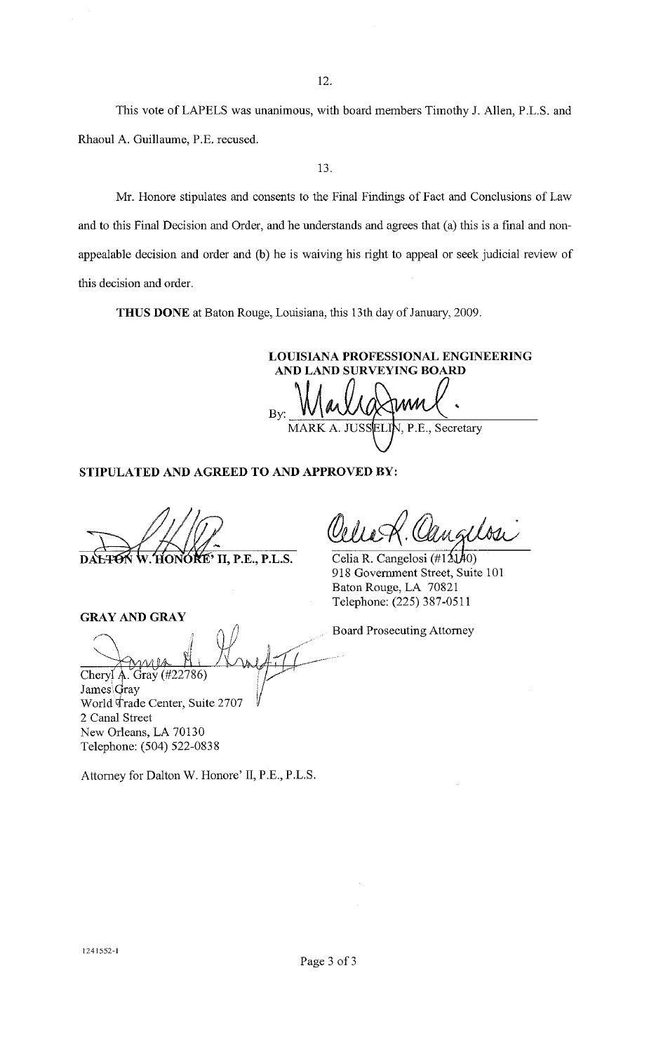12.

This vote of LAPELS was unanimous, with board members Timothy J. Allen, P.L.S. and Rhaoul A. Guillaume, P.E. recused.

13.

Mr. Honore stipulates and consents to the Final Findings of Fact and Conclusions of Law and to this Final Decision and Order, and he understands and agrees that (a) this is a final and non-appealable decision and order and (b) he is waiving his right to appeal or seek judicial review of this decision and order.

**THUS DONE** at Baton Rouge, Louisiana, this 13th day of January, 2009.

**LOUISIANA PROFESSIONAL ENGINEERING AND LAND SURVEYING BOARD**

By: ______________________________
MARK A. JUSSELIN, P.E., Secretary

**STIPULATED AND AGREED TO AND APPROVED BY:**

______________________________
**DALTON W. HONORE' II, P.E., P.L.S.**

______________________________
Celia R. Cangelosi (#12140)
918 Government Street, Suite 101
Baton Rouge, LA 70821
Telephone: (225) 387-0511

Board Prosecuting Attorney

**GRAY AND GRAY**

______________________________
Cheryl A. Gray (#22786)
James Gray
World Trade Center, Suite 2707
2 Canal Street
New Orleans, LA 70130
Telephone: (504) 522-0838

Attorney for Dalton W. Honore' II, P.E., P.L.S.

1241552-1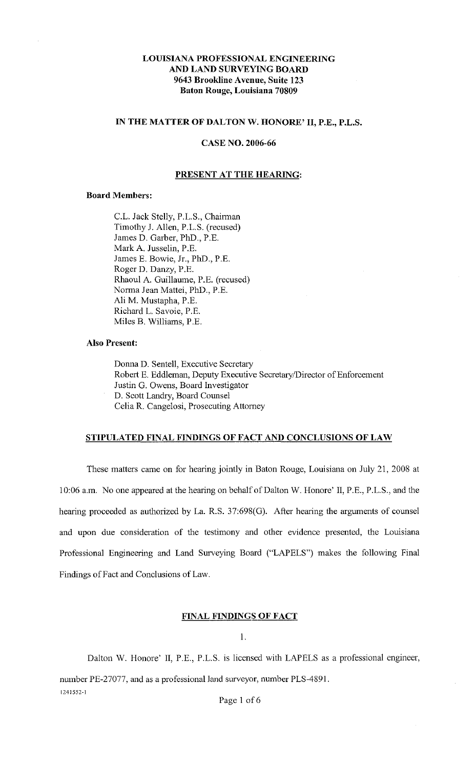**LOUISIANA PROFESSIONAL ENGINEERING AND LAND SURVEYING BOARD**
**9643 Brookline Avenue, Suite 123**
**Baton Rouge, Louisiana 70809**

**IN THE MATTER OF DALTON W. HONORE' II, P.E., P.L.S.**

**CASE NO. 2006-66**

**PRESENT AT THE HEARING:**

**Board Members:**

C.L. Jack Stelly, P.L.S., Chairman
Timothy J. Allen, P.L.S. (recused)
James D. Garber, PhD., P.E.
Mark A. Jusselin, P.E.
James E. Bowie, Jr., PhD., P.E.
Roger D. Danzy, P.E.
Rhaoul A. Guillaume, P.E. (recused)
Norma Jean Mattei, PhD., P.E.
Ali M. Mustapha, P.E.
Richard L. Savoie, P.E.
Miles B. Williams, P.E.

**Also Present:**

Donna D. Sentell, Executive Secretary
Robert E. Eddleman, Deputy Executive Secretary/Director of Enforcement
Justin G. Owens, Board Investigator
D. Scott Landry, Board Counsel
Celia R. Cangelosi, Prosecuting Attorney

**STIPULATED FINAL FINDINGS OF FACT AND CONCLUSIONS OF LAW**

These matters came on for hearing jointly in Baton Rouge, Louisiana on July 21, 2008 at 10:06 a.m. No one appeared at the hearing on behalf of Dalton W. Honore' II, P.E., P.L.S., and the hearing proceeded as authorized by La. R.S. 37:698(G). After hearing the arguments of counsel and upon due consideration of the testimony and other evidence presented, the Louisiana Professional Engineering and Land Surveying Board ("LAPELS") makes the following Final Findings of Fact and Conclusions of Law.

**FINAL FINDINGS OF FACT**

1.

Dalton W. Honore' II, P.E., P.L.S. is licensed with LAPELS as a professional engineer, number PE-27077, and as a professional land surveyor, number PLS-4891.

1241552-1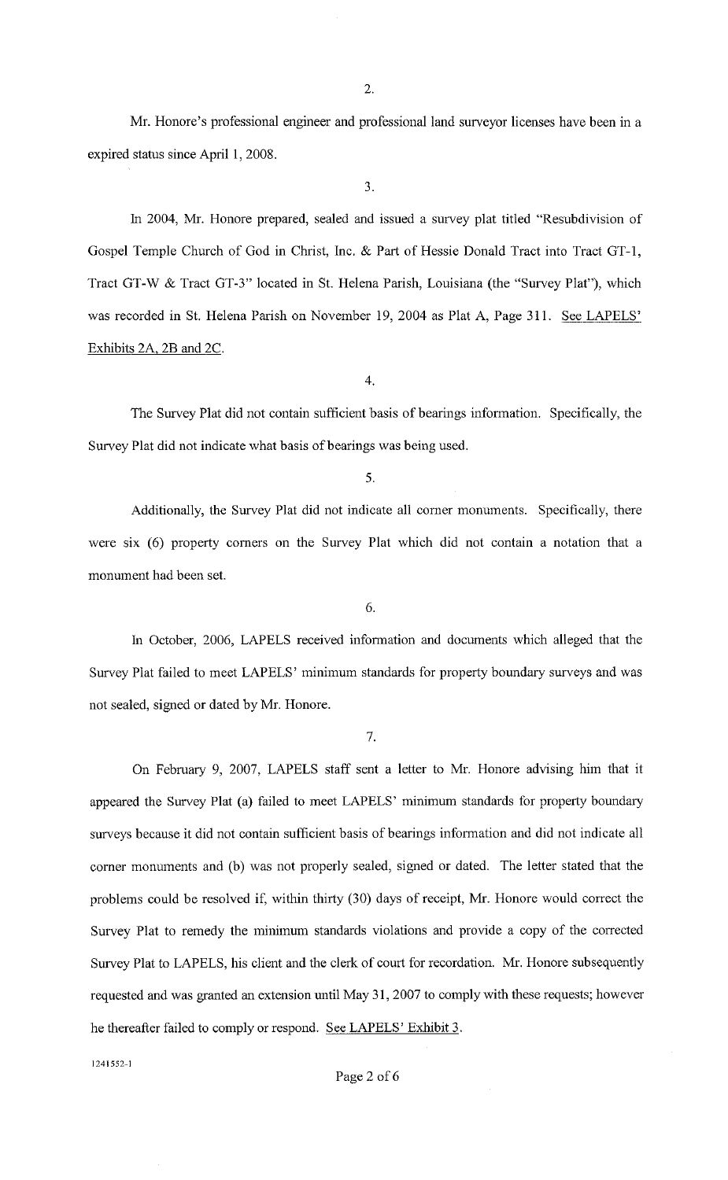2.

Mr. Honore's professional engineer and professional land surveyor licenses have been in a expired status since April 1, 2008.

3.

In 2004, Mr. Honore prepared, sealed and issued a survey plat titled "Resubdivision of Gospel Temple Church of God in Christ, Inc. & Part of Hessie Donald Tract into Tract GT-1, Tract GT-W & Tract GT-3" located in St. Helena Parish, Louisiana (the "Survey Plat"), which was recorded in St. Helena Parish on November 19, 2004 as Plat A, Page 311. See LAPELS' Exhibits 2A, 2B and 2C.

4.

The Survey Plat did not contain sufficient basis of bearings information. Specifically, the Survey Plat did not indicate what basis of bearings was being used.

5.

Additionally, the Survey Plat did not indicate all corner monuments. Specifically, there were six (6) property corners on the Survey Plat which did not contain a notation that a monument had been set.

6.

In October, 2006, LAPELS received information and documents which alleged that the Survey Plat failed to meet LAPELS' minimum standards for property boundary surveys and was not sealed, signed or dated by Mr. Honore.

7.

On February 9, 2007, LAPELS staff sent a letter to Mr. Honore advising him that it appeared the Survey Plat (a) failed to meet LAPELS' minimum standards for property boundary surveys because it did not contain sufficient basis of bearings information and did not indicate all corner monuments and (b) was not properly sealed, signed or dated. The letter stated that the problems could be resolved if, within thirty (30) days of receipt, Mr. Honore would correct the Survey Plat to remedy the minimum standards violations and provide a copy of the corrected Survey Plat to LAPELS, his client and the clerk of court for recordation. Mr. Honore subsequently requested and was granted an extension until May 31, 2007 to comply with these requests; however he thereafter failed to comply or respond. See LAPELS' Exhibit 3.

1241552-1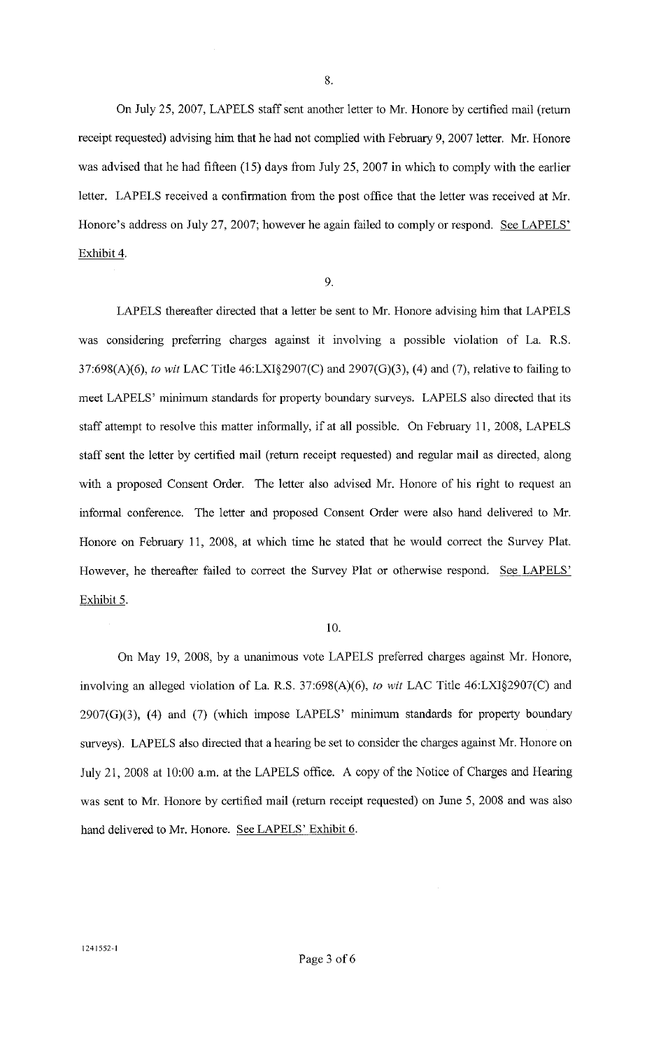8.

On July 25, 2007, LAPELS staff sent another letter to Mr. Honore by certified mail (return receipt requested) advising him that he had not complied with February 9, 2007 letter. Mr. Honore was advised that he had fifteen (15) days from July 25, 2007 in which to comply with the earlier letter. LAPELS received a confirmation from the post office that the letter was received at Mr. Honore's address on July 27, 2007; however he again failed to comply or respond. <u>See LAPELS' Exhibit 4</u>.

9.

LAPELS thereafter directed that a letter be sent to Mr. Honore advising him that LAPELS was considering preferring charges against it involving a possible violation of La. R.S. 37:698(A)(6), *to wit* LAC Title 46:LXI§2907(C) and 2907(G)(3), (4) and (7), relative to failing to meet LAPELS' minimum standards for property boundary surveys. LAPELS also directed that its staff attempt to resolve this matter informally, if at all possible. On February 11, 2008, LAPELS staff sent the letter by certified mail (return receipt requested) and regular mail as directed, along with a proposed Consent Order. The letter also advised Mr. Honore of his right to request an informal conference. The letter and proposed Consent Order were also hand delivered to Mr. Honore on February 11, 2008, at which time he stated that he would correct the Survey Plat. However, he thereafter failed to correct the Survey Plat or otherwise respond. <u>See LAPELS' Exhibit 5</u>.

10.

On May 19, 2008, by a unanimous vote LAPELS preferred charges against Mr. Honore, involving an alleged violation of La. R.S. 37:698(A)(6), *to wit* LAC Title 46:LXI§2907(C) and 2907(G)(3), (4) and (7) (which impose LAPELS' minimum standards for property boundary surveys). LAPELS also directed that a hearing be set to consider the charges against Mr. Honore on July 21, 2008 at 10:00 a.m. at the LAPELS office. A copy of the Notice of Charges and Hearing was sent to Mr. Honore by certified mail (return receipt requested) on June 5, 2008 and was also hand delivered to Mr. Honore. <u>See LAPELS' Exhibit 6</u>.

1241552-1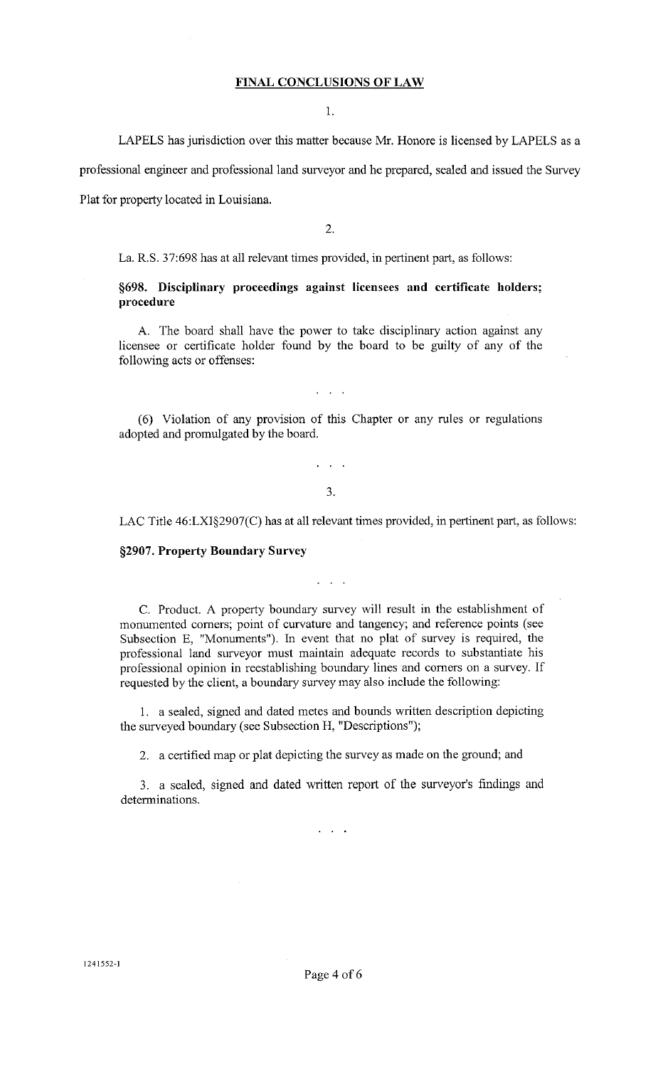## FINAL CONCLUSIONS OF LAW

1.

LAPELS has jurisdiction over this matter because Mr. Honore is licensed by LAPELS as a professional engineer and professional land surveyor and he prepared, sealed and issued the Survey Plat for property located in Louisiana.

2.

La. R.S. 37:698 has at all relevant times provided, in pertinent part, as follows:

> **§698. Disciplinary proceedings against licensees and certificate holders; procedure**
>
> A. The board shall have the power to take disciplinary action against any licensee or certificate holder found by the board to be guilty of any of the following acts or offenses:
>
> . . .
>
> (6) Violation of any provision of this Chapter or any rules or regulations adopted and promulgated by the board.
>
> . . .

3.

LAC Title 46:LXI§2907(C) has at all relevant times provided, in pertinent part, as follows:

> **§2907. Property Boundary Survey**
>
> . . .
>
> C. Product. A property boundary survey will result in the establishment of monumented corners; point of curvature and tangency; and reference points (see Subsection E, "Monuments"). In event that no plat of survey is required, the professional land surveyor must maintain adequate records to substantiate his professional opinion in reestablishing boundary lines and corners on a survey. If requested by the client, a boundary survey may also include the following:
>
> 1. a sealed, signed and dated metes and bounds written description depicting the surveyed boundary (see Subsection H, "Descriptions");
>
> 2. a certified map or plat depicting the survey as made on the ground; and
>
> 3. a sealed, signed and dated written report of the surveyor's findings and determinations.
>
> . . .

1241552-1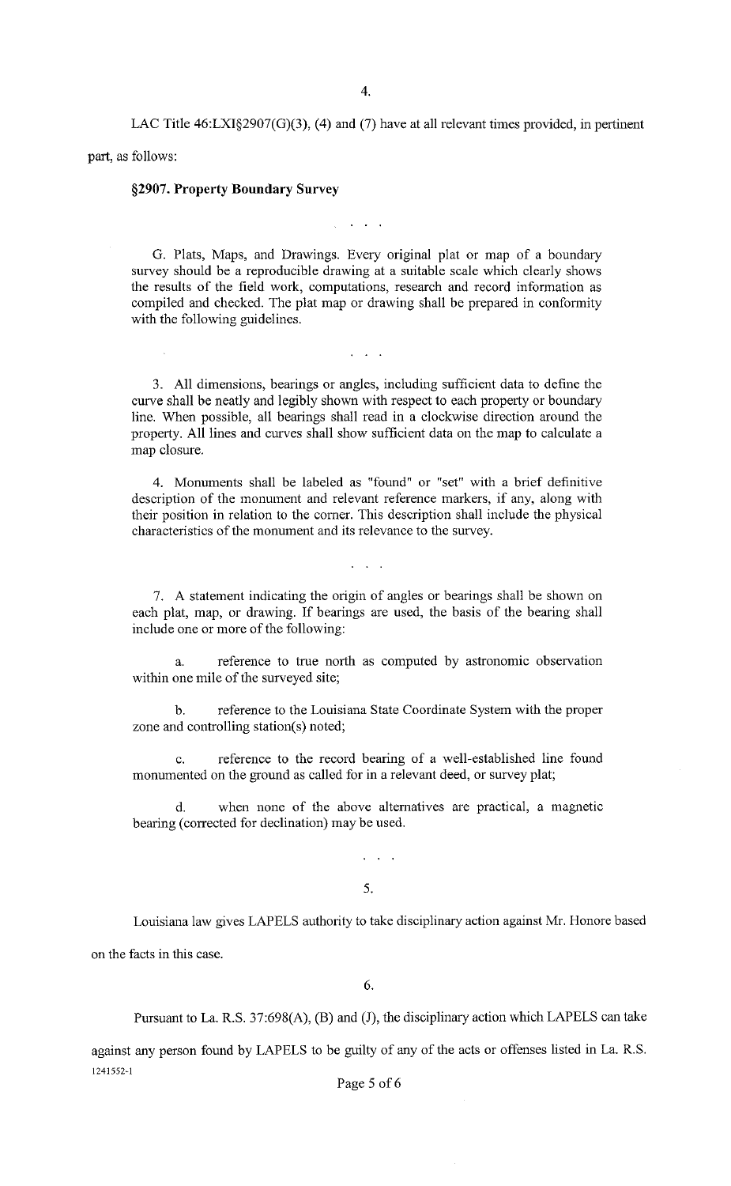4.

LAC Title 46:LXI§2907(G)(3), (4) and (7) have at all relevant times provided, in pertinent part, as follows:

**§2907. Property Boundary Survey**

. . .

G. Plats, Maps, and Drawings. Every original plat or map of a boundary survey should be a reproducible drawing at a suitable scale which clearly shows the results of the field work, computations, research and record information as compiled and checked. The plat map or drawing shall be prepared in conformity with the following guidelines.

. . .

3. All dimensions, bearings or angles, including sufficient data to define the curve shall be neatly and legibly shown with respect to each property or boundary line. When possible, all bearings shall read in a clockwise direction around the property. All lines and curves shall show sufficient data on the map to calculate a map closure.

4. Monuments shall be labeled as "found" or "set" with a brief definitive description of the monument and relevant reference markers, if any, along with their position in relation to the corner. This description shall include the physical characteristics of the monument and its relevance to the survey.

. . .

7. A statement indicating the origin of angles or bearings shall be shown on each plat, map, or drawing. If bearings are used, the basis of the bearing shall include one or more of the following:

a. reference to true north as computed by astronomic observation within one mile of the surveyed site;

b. reference to the Louisiana State Coordinate System with the proper zone and controlling station(s) noted;

c. reference to the record bearing of a well-established line found monumented on the ground as called for in a relevant deed, or survey plat;

d. when none of the above alternatives are practical, a magnetic bearing (corrected for declination) may be used.

. . .

5.

Louisiana law gives LAPELS authority to take disciplinary action against Mr. Honore based on the facts in this case.

6.

Pursuant to La. R.S. 37:698(A), (B) and (J), the disciplinary action which LAPELS can take against any person found by LAPELS to be guilty of any of the acts or offenses listed in La. R.S.

1241552-1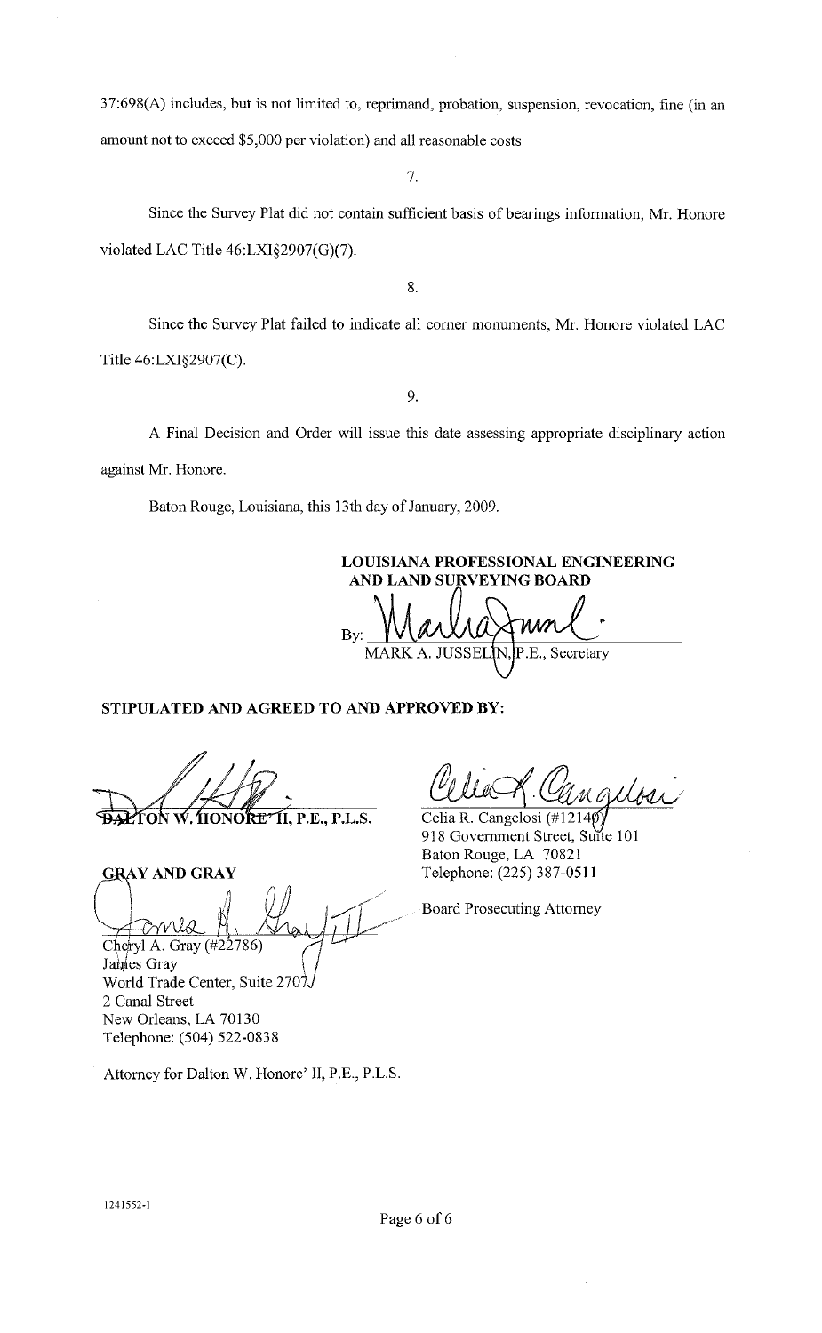37:698(A) includes, but is not limited to, reprimand, probation, suspension, revocation, fine (in an amount not to exceed $5,000 per violation) and all reasonable costs

7.

Since the Survey Plat did not contain sufficient basis of bearings information, Mr. Honore violated LAC Title 46:LXI§2907(G)(7).

8.

Since the Survey Plat failed to indicate all corner monuments, Mr. Honore violated LAC Title 46:LXI§2907(C).

9.

A Final Decision and Order will issue this date assessing appropriate disciplinary action against Mr. Honore.

Baton Rouge, Louisiana, this 13th day of January, 2009.

**LOUISIANA PROFESSIONAL ENGINEERING AND LAND SURVEYING BOARD**

By: ______________________
MARK A. JUSSELIN, P.E., Secretary

**STIPULATED AND AGREED TO AND APPROVED BY:**

______________________
DALTON W. HONORE' II, P.E., P.L.S.

**GRAY AND GRAY**

______________________
Cheryl A. Gray (#22786)
James Gray
World Trade Center, Suite 2707
2 Canal Street
New Orleans, LA 70130
Telephone: (504) 522-0838

Attorney for Dalton W. Honore' II, P.E., P.L.S.

______________________
Celia R. Cangelosi (#12140)
918 Government Street, Suite 101
Baton Rouge, LA 70821
Telephone: (225) 387-0511

Board Prosecuting Attorney

1241552-1